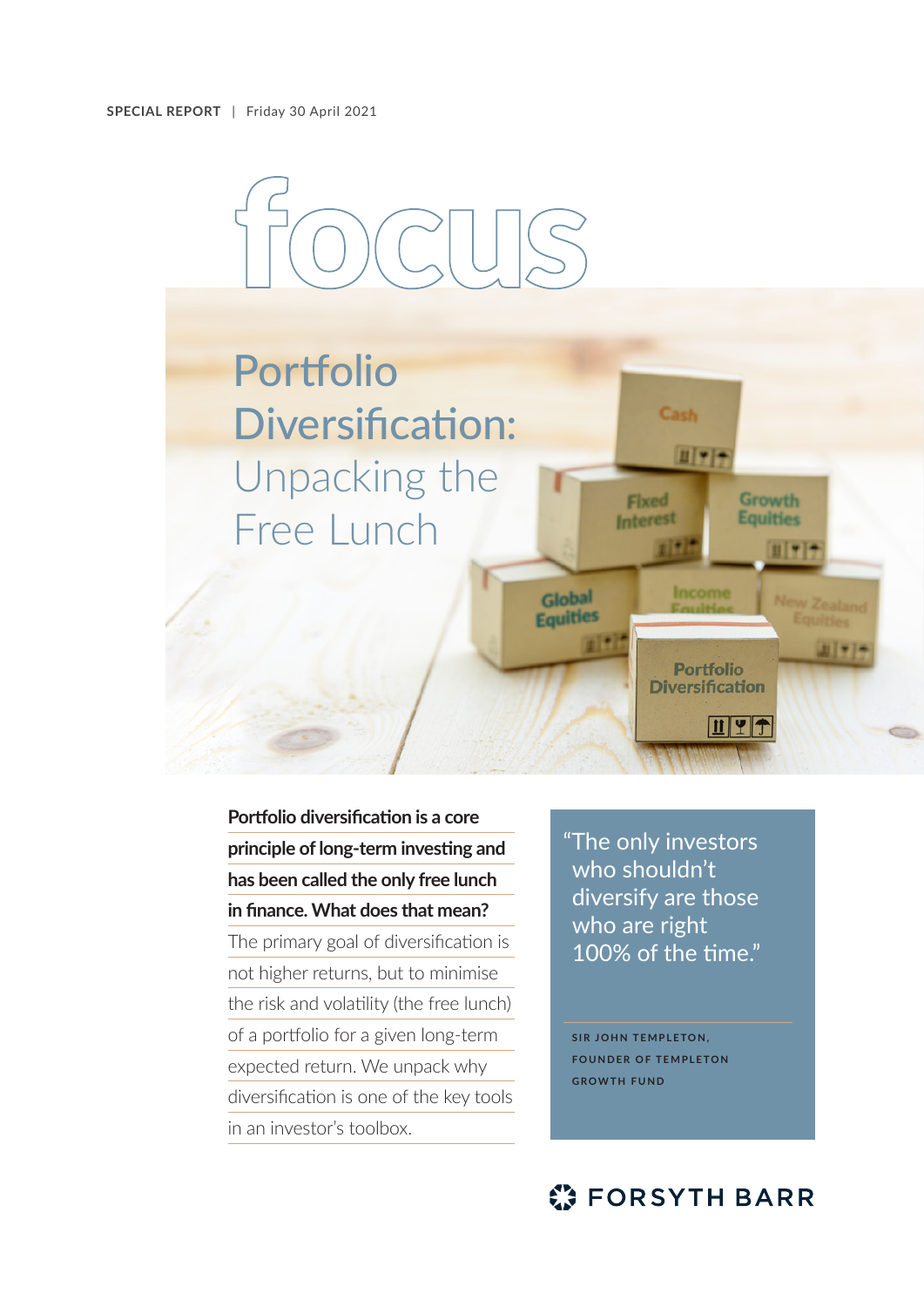SPECIAL REPORT | Friday 30 April 2021

# focus

# Portfolio Diversification: Unpacking the Free Lunch

**Portfolio diversification is a core principle of long-term investing and has been called the only free lunch in finance. What does that mean?**

The primary goal of diversification is not higher returns, but to minimise the risk and volatility (the free lunch) of a portfolio for a given long-term expected return. We unpack why diversification is one of the key tools in an investor's toolbox.

> "The only investors who shouldn't diversify are those who are right 100% of the time."
>
> SIR JOHN TEMPLETON, FOUNDER OF TEMPLETON GROWTH FUND

FORSYTH BARR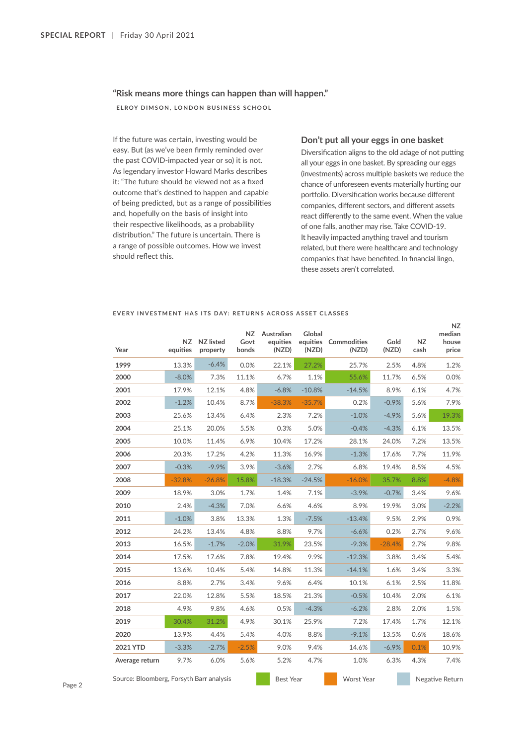“Risk means more things can happen than will happen.”

ELROY DIMSON, LONDON BUSINESS SCHOOL

If the future was certain, investing would be easy. But (as we've been firmly reminded over the past COVID-impacted year or so) it is not. As legendary investor Howard Marks describes it: “The future should be viewed not as a fixed outcome that's destined to happen and capable of being predicted, but as a range of possibilities and, hopefully on the basis of insight into their respective likelihoods, as a probability distribution.” The future is uncertain. There is a range of possible outcomes. How we invest should reflect this.

## Don't put all your eggs in one basket

Diversification aligns to the old adage of not putting all your eggs in one basket. By spreading our eggs (investments) across multiple baskets we reduce the chance of unforeseen events materially hurting our portfolio. Diversification works because different companies, different sectors, and different assets react differently to the same event. When the value of one falls, another may rise. Take COVID-19. It heavily impacted anything travel and tourism related, but there were healthcare and technology companies that have benefited. In financial lingo, these assets aren't correlated.

EVERY INVESTMENT HAS ITS DAY: RETURNS ACROSS ASSET CLASSES

| Year | NZ equities | NZ listed property | NZ Govt bonds | Australian equities (NZD) | Global equities (NZD) | Commodities (NZD) | Gold (NZD) | NZ cash | NZ median house price |
|---|---|---|---|---|---|---|---|---|---|
| 1999 | 13.3% | -6.4% | 0.0% | 22.1% | 27.2% | 25.7% | 2.5% | 4.8% | 1.2% |
| 2000 | -8.0% | 7.3% | 11.1% | 6.7% | 1.1% | 55.6% | 11.7% | 6.5% | 0.0% |
| 2001 | 17.9% | 12.1% | 4.8% | -6.8% | -10.8% | -14.5% | 8.9% | 6.1% | 4.7% |
| 2002 | -1.2% | 10.4% | 8.7% | -38.3% | -35.7% | 0.2% | -0.9% | 5.6% | 7.9% |
| 2003 | 25.6% | 13.4% | 6.4% | 2.3% | 7.2% | -1.0% | -4.9% | 5.6% | 19.3% |
| 2004 | 25.1% | 20.0% | 5.5% | 0.3% | 5.0% | -0.4% | -4.3% | 6.1% | 13.5% |
| 2005 | 10.0% | 11.4% | 6.9% | 10.4% | 17.2% | 28.1% | 24.0% | 7.2% | 13.5% |
| 2006 | 20.3% | 17.2% | 4.2% | 11.3% | 16.9% | -1.3% | 17.6% | 7.7% | 11.9% |
| 2007 | -0.3% | -9.9% | 3.9% | -3.6% | 2.7% | 6.8% | 19.4% | 8.5% | 4.5% |
| 2008 | -32.8% | -26.8% | 15.8% | -18.3% | -24.5% | -16.0% | 35.7% | 8.8% | -4.8% |
| 2009 | 18.9% | 3.0% | 1.7% | 1.4% | 7.1% | -3.9% | -0.7% | 3.4% | 9.6% |
| 2010 | 2.4% | -4.3% | 7.0% | 6.6% | 4.6% | 8.9% | 19.9% | 3.0% | -2.2% |
| 2011 | -1.0% | 3.8% | 13.3% | 1.3% | -7.5% | -13.4% | 9.5% | 2.9% | 0.9% |
| 2012 | 24.2% | 13.4% | 4.8% | 8.8% | 9.7% | -6.6% | 0.2% | 2.7% | 9.6% |
| 2013 | 16.5% | -1.7% | -2.0% | 31.9% | 23.5% | -9.3% | -28.4% | 2.7% | 9.8% |
| 2014 | 17.5% | 17.6% | 7.8% | 19.4% | 9.9% | -12.3% | 3.8% | 3.4% | 5.4% |
| 2015 | 13.6% | 10.4% | 5.4% | 14.8% | 11.3% | -14.1% | 1.6% | 3.4% | 3.3% |
| 2016 | 8.8% | 2.7% | 3.4% | 9.6% | 6.4% | 10.1% | 6.1% | 2.5% | 11.8% |
| 2017 | 22.0% | 12.8% | 5.5% | 18.5% | 21.3% | -0.5% | 10.4% | 2.0% | 6.1% |
| 2018 | 4.9% | 9.8% | 4.6% | 0.5% | -4.3% | -6.2% | 2.8% | 2.0% | 1.5% |
| 2019 | 30.4% | 31.2% | 4.9% | 30.1% | 25.9% | 7.2% | 17.4% | 1.7% | 12.1% |
| 2020 | 13.9% | 4.4% | 5.4% | 4.0% | 8.8% | -9.1% | 13.5% | 0.6% | 18.6% |
| 2021 YTD | -3.3% | -2.7% | -2.5% | 9.0% | 9.4% | 14.6% | -6.9% | 0.1% | 10.9% |
| Average return | 9.7% | 6.0% | 5.6% | 5.2% | 4.7% | 1.0% | 6.3% | 4.3% | 7.4% |

Source: Bloomberg, Forsyth Barr analysis

Best Year | Worst Year | Negative Return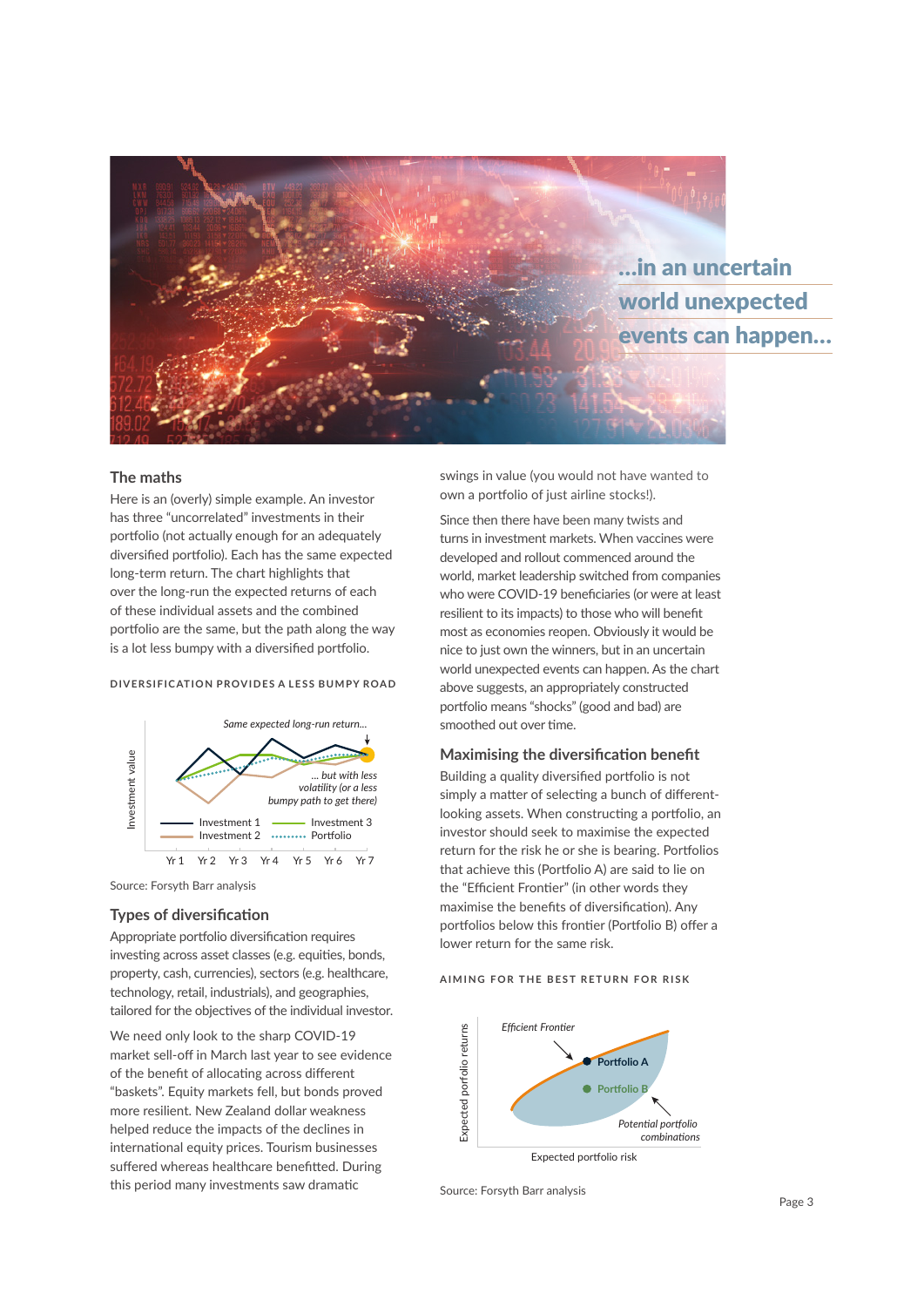...in an uncertain world unexpected events can happen...

## The maths

Here is an (overly) simple example. An investor has three "uncorrelated" investments in their portfolio (not actually enough for an adequately diversified portfolio). Each has the same expected long-term return. The chart highlights that over the long-run the expected returns of each of these individual assets and the combined portfolio are the same, but the path along the way is a lot less bumpy with a diversified portfolio.

DIVERSIFICATION PROVIDES A LESS BUMPY ROAD

Same expected long-run return...

... but with less volatility (or a less bumpy path to get there)

Investment value

Investment 1, Investment 2, Investment 3, Portfolio

Yr 1, Yr 2, Yr 3, Yr 4, Yr 5, Yr 6, Yr 7

Source: Forsyth Barr analysis

## Types of diversification

Appropriate portfolio diversification requires investing across asset classes (e.g. equities, bonds, property, cash, currencies), sectors (e.g. healthcare, technology, retail, industrials), and geographies, tailored for the objectives of the individual investor.

We need only look to the sharp COVID-19 market sell-off in March last year to see evidence of the benefit of allocating across different "baskets". Equity markets fell, but bonds proved more resilient. New Zealand dollar weakness helped reduce the impacts of the declines in international equity prices. Tourism businesses suffered whereas healthcare benefitted. During this period many investments saw dramatic swings in value (you would not have wanted to own a portfolio of just airline stocks!).

Since then there have been many twists and turns in investment markets. When vaccines were developed and rollout commenced around the world, market leadership switched from companies who were COVID-19 beneficiaries (or were at least resilient to its impacts) to those who will benefit most as economies reopen. Obviously it would be nice to just own the winners, but in an uncertain world unexpected events can happen. As the chart above suggests, an appropriately constructed portfolio means "shocks" (good and bad) are smoothed out over time.

## Maximising the diversification benefit

Building a quality diversified portfolio is not simply a matter of selecting a bunch of different-looking assets. When constructing a portfolio, an investor should seek to maximise the expected return for the risk he or she is bearing. Portfolios that achieve this (Portfolio A) are said to lie on the "Efficient Frontier" (in other words they maximise the benefits of diversification). Any portfolios below this frontier (Portfolio B) offer a lower return for the same risk.

AIMING FOR THE BEST RETURN FOR RISK

Efficient Frontier

Portfolio A

Portfolio B

Potential portfolio combinations

Expected porfolio returns

Expected portfolio risk

Source: Forsyth Barr analysis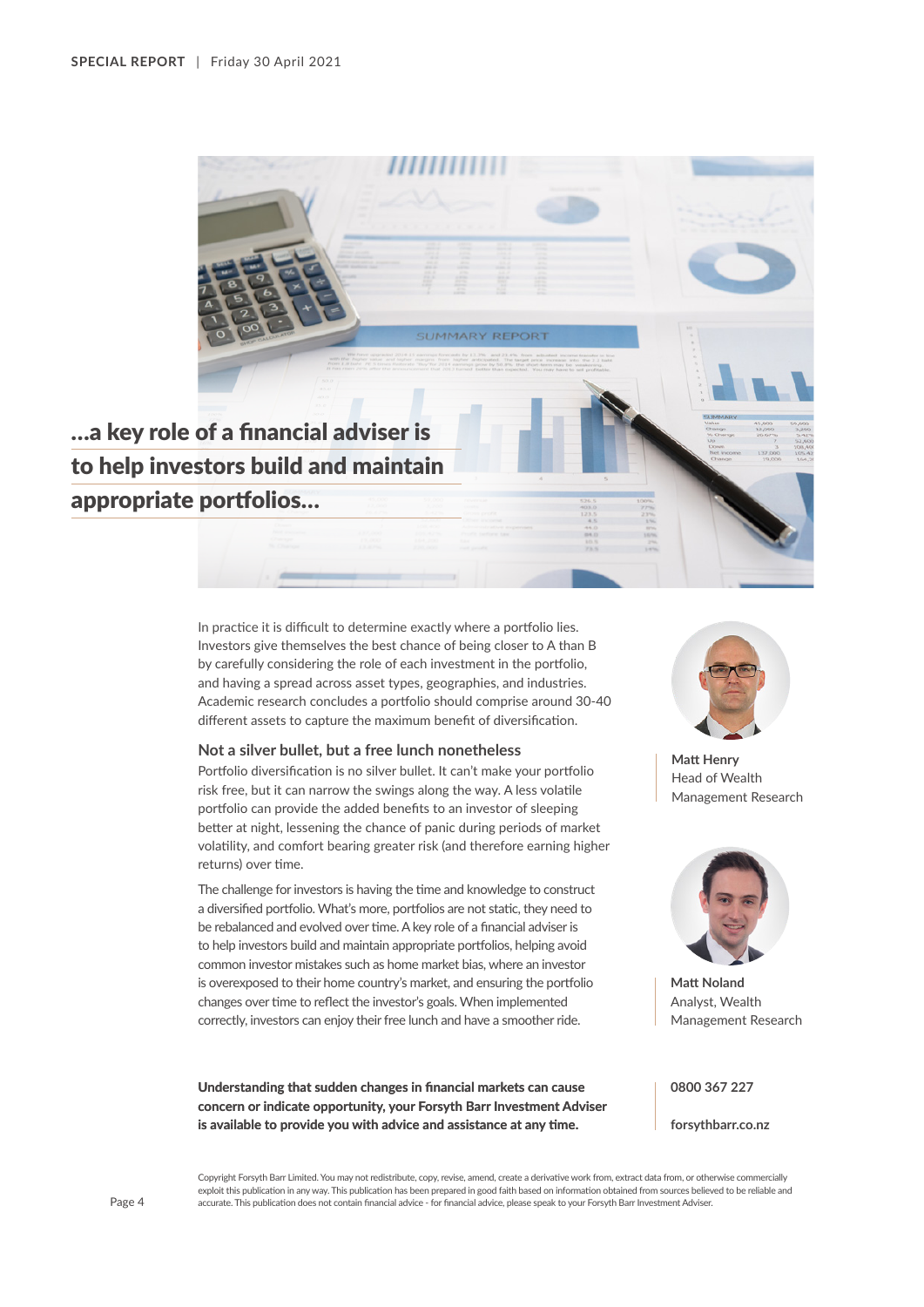**...a key role of a financial adviser is to help investors build and maintain appropriate portfolios...**

In practice it is difficult to determine exactly where a portfolio lies. Investors give themselves the best chance of being closer to A than B by carefully considering the role of each investment in the portfolio, and having a spread across asset types, geographies, and industries. Academic research concludes a portfolio should comprise around 30-40 different assets to capture the maximum benefit of diversification.

### Not a silver bullet, but a free lunch nonetheless

Portfolio diversification is no silver bullet. It can't make your portfolio risk free, but it can narrow the swings along the way. A less volatile portfolio can provide the added benefits to an investor of sleeping better at night, lessening the chance of panic during periods of market volatility, and comfort bearing greater risk (and therefore earning higher returns) over time.

The challenge for investors is having the time and knowledge to construct a diversified portfolio. What's more, portfolios are not static, they need to be rebalanced and evolved over time. A key role of a financial adviser is to help investors build and maintain appropriate portfolios, helping avoid common investor mistakes such as home market bias, where an investor is overexposed to their home country's market, and ensuring the portfolio changes over time to reflect the investor's goals. When implemented correctly, investors can enjoy their free lunch and have a smoother ride.

**Matt Henry**
Head of Wealth Management Research

**Matt Noland**
Analyst, Wealth Management Research

**Understanding that sudden changes in financial markets can cause concern or indicate opportunity, your Forsyth Barr Investment Adviser is available to provide you with advice and assistance at any time.**

**0800 367 227**

**forsythbarr.co.nz**

Copyright Forsyth Barr Limited. You may not redistribute, copy, revise, amend, create a derivative work from, extract data from, or otherwise commercially exploit this publication in any way. This publication has been prepared in good faith based on information obtained from sources believed to be reliable and accurate. This publication does not contain financial advice - for financial advice, please speak to your Forsyth Barr Investment Adviser.